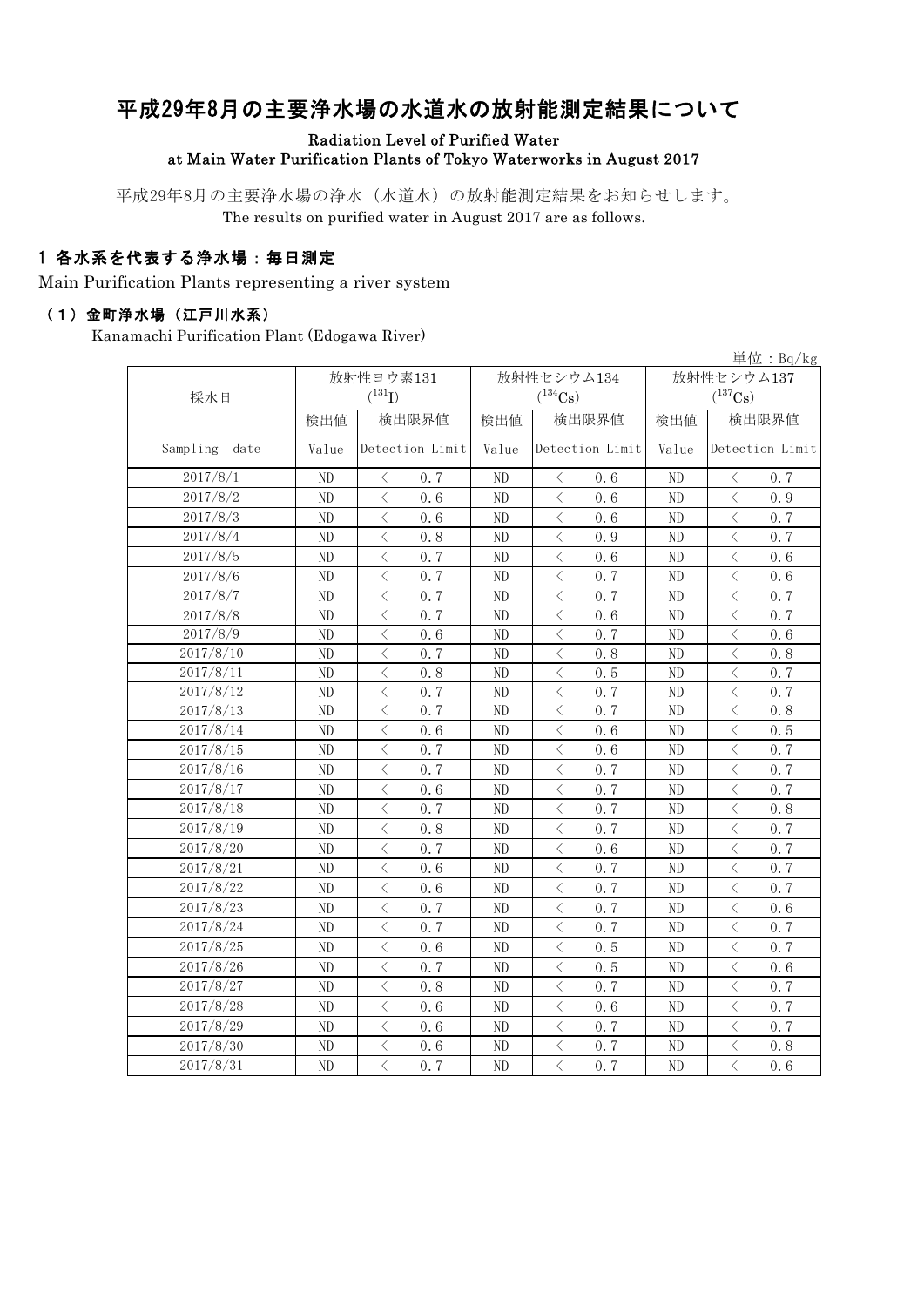# 平成29年8月の主要浄水場の水道水の放射能測定結果について

**Radiation Level of Purified Water at Main Water Purification Plants of Tokyo Waterworks in August 2017**

平成29年8月の主要浄水場の浄水（水道水）の放射能測定結果をお知らせします。
The results on purified water in August 2017 are as follows.

## 1 各水系を代表する浄水場：毎日測定

Main Purification Plants representing a river system

### （1）金町浄水場（江戸川水系）

Kanamachi Purification Plant (Edogawa River)

単位：Bq/kg

| 採水日 | 放射性ヨウ素131 ($^{131}I$) | | 放射性セシウム134 ($^{134}Cs$) | | 放射性セシウム137 ($^{137}Cs$) | |
|---|---|---|---|---|---|---|
| | 検出値 | 検出限界値 | 検出値 | 検出限界値 | 検出値 | 検出限界値 |
| Sampling date | Value | Detection Limit | Value | Detection Limit | Value | Detection Limit |
| 2017/8/1 | ND | ＜ 0.7 | ND | ＜ 0.6 | ND | ＜ 0.7 |
| 2017/8/2 | ND | ＜ 0.6 | ND | ＜ 0.6 | ND | ＜ 0.9 |
| 2017/8/3 | ND | ＜ 0.6 | ND | ＜ 0.6 | ND | ＜ 0.7 |
| 2017/8/4 | ND | ＜ 0.8 | ND | ＜ 0.9 | ND | ＜ 0.7 |
| 2017/8/5 | ND | ＜ 0.7 | ND | ＜ 0.6 | ND | ＜ 0.6 |
| 2017/8/6 | ND | ＜ 0.7 | ND | ＜ 0.7 | ND | ＜ 0.6 |
| 2017/8/7 | ND | ＜ 0.7 | ND | ＜ 0.7 | ND | ＜ 0.7 |
| 2017/8/8 | ND | ＜ 0.7 | ND | ＜ 0.6 | ND | ＜ 0.7 |
| 2017/8/9 | ND | ＜ 0.6 | ND | ＜ 0.7 | ND | ＜ 0.6 |
| 2017/8/10 | ND | ＜ 0.7 | ND | ＜ 0.8 | ND | ＜ 0.8 |
| 2017/8/11 | ND | ＜ 0.8 | ND | ＜ 0.5 | ND | ＜ 0.7 |
| 2017/8/12 | ND | ＜ 0.7 | ND | ＜ 0.7 | ND | ＜ 0.7 |
| 2017/8/13 | ND | ＜ 0.7 | ND | ＜ 0.7 | ND | ＜ 0.8 |
| 2017/8/14 | ND | ＜ 0.6 | ND | ＜ 0.6 | ND | ＜ 0.5 |
| 2017/8/15 | ND | ＜ 0.7 | ND | ＜ 0.6 | ND | ＜ 0.7 |
| 2017/8/16 | ND | ＜ 0.7 | ND | ＜ 0.7 | ND | ＜ 0.7 |
| 2017/8/17 | ND | ＜ 0.6 | ND | ＜ 0.7 | ND | ＜ 0.7 |
| 2017/8/18 | ND | ＜ 0.7 | ND | ＜ 0.7 | ND | ＜ 0.8 |
| 2017/8/19 | ND | ＜ 0.8 | ND | ＜ 0.7 | ND | ＜ 0.7 |
| 2017/8/20 | ND | ＜ 0.7 | ND | ＜ 0.6 | ND | ＜ 0.7 |
| 2017/8/21 | ND | ＜ 0.6 | ND | ＜ 0.7 | ND | ＜ 0.7 |
| 2017/8/22 | ND | ＜ 0.6 | ND | ＜ 0.7 | ND | ＜ 0.7 |
| 2017/8/23 | ND | ＜ 0.7 | ND | ＜ 0.7 | ND | ＜ 0.6 |
| 2017/8/24 | ND | ＜ 0.7 | ND | ＜ 0.7 | ND | ＜ 0.7 |
| 2017/8/25 | ND | ＜ 0.6 | ND | ＜ 0.5 | ND | ＜ 0.7 |
| 2017/8/26 | ND | ＜ 0.7 | ND | ＜ 0.5 | ND | ＜ 0.6 |
| 2017/8/27 | ND | ＜ 0.8 | ND | ＜ 0.7 | ND | ＜ 0.7 |
| 2017/8/28 | ND | ＜ 0.6 | ND | ＜ 0.6 | ND | ＜ 0.7 |
| 2017/8/29 | ND | ＜ 0.6 | ND | ＜ 0.7 | ND | ＜ 0.7 |
| 2017/8/30 | ND | ＜ 0.6 | ND | ＜ 0.7 | ND | ＜ 0.8 |
| 2017/8/31 | ND | ＜ 0.7 | ND | ＜ 0.7 | ND | ＜ 0.6 |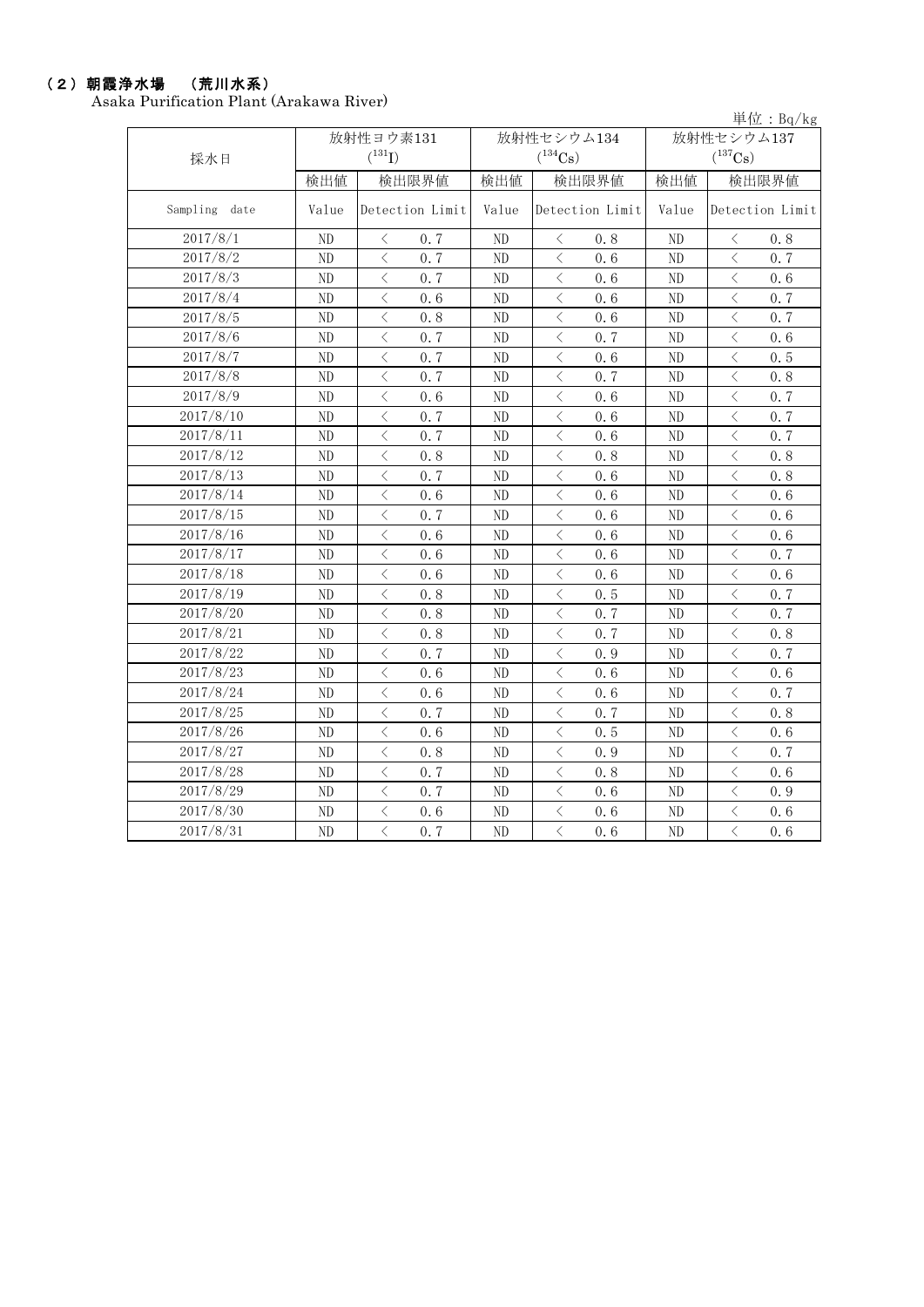## （２）朝霞浄水場　（荒川水系）

Asaka Purification Plant (Arakawa River)

単位：Bq/kg

| 採水日 | 放射性ヨウ素131 ($^{131}I$) | | 放射性セシウム134 ($^{134}Cs$) | | 放射性セシウム137 ($^{137}Cs$) | |
|---|---|---|---|---|---|---|
| | 検出値 | 検出限界値 | 検出値 | 検出限界値 | 検出値 | 検出限界値 |
| Sampling date | Value | Detection Limit | Value | Detection Limit | Value | Detection Limit |
| 2017/8/1 | ND | ＜ 0.7 | ND | ＜ 0.8 | ND | ＜ 0.8 |
| 2017/8/2 | ND | ＜ 0.7 | ND | ＜ 0.6 | ND | ＜ 0.7 |
| 2017/8/3 | ND | ＜ 0.7 | ND | ＜ 0.6 | ND | ＜ 0.6 |
| 2017/8/4 | ND | ＜ 0.6 | ND | ＜ 0.6 | ND | ＜ 0.7 |
| 2017/8/5 | ND | ＜ 0.8 | ND | ＜ 0.6 | ND | ＜ 0.7 |
| 2017/8/6 | ND | ＜ 0.7 | ND | ＜ 0.7 | ND | ＜ 0.6 |
| 2017/8/7 | ND | ＜ 0.7 | ND | ＜ 0.6 | ND | ＜ 0.5 |
| 2017/8/8 | ND | ＜ 0.7 | ND | ＜ 0.7 | ND | ＜ 0.8 |
| 2017/8/9 | ND | ＜ 0.6 | ND | ＜ 0.6 | ND | ＜ 0.7 |
| 2017/8/10 | ND | ＜ 0.7 | ND | ＜ 0.6 | ND | ＜ 0.7 |
| 2017/8/11 | ND | ＜ 0.7 | ND | ＜ 0.6 | ND | ＜ 0.7 |
| 2017/8/12 | ND | ＜ 0.8 | ND | ＜ 0.8 | ND | ＜ 0.8 |
| 2017/8/13 | ND | ＜ 0.7 | ND | ＜ 0.6 | ND | ＜ 0.8 |
| 2017/8/14 | ND | ＜ 0.6 | ND | ＜ 0.6 | ND | ＜ 0.6 |
| 2017/8/15 | ND | ＜ 0.7 | ND | ＜ 0.6 | ND | ＜ 0.6 |
| 2017/8/16 | ND | ＜ 0.6 | ND | ＜ 0.6 | ND | ＜ 0.6 |
| 2017/8/17 | ND | ＜ 0.6 | ND | ＜ 0.6 | ND | ＜ 0.7 |
| 2017/8/18 | ND | ＜ 0.6 | ND | ＜ 0.6 | ND | ＜ 0.6 |
| 2017/8/19 | ND | ＜ 0.8 | ND | ＜ 0.5 | ND | ＜ 0.7 |
| 2017/8/20 | ND | ＜ 0.8 | ND | ＜ 0.7 | ND | ＜ 0.7 |
| 2017/8/21 | ND | ＜ 0.8 | ND | ＜ 0.7 | ND | ＜ 0.8 |
| 2017/8/22 | ND | ＜ 0.7 | ND | ＜ 0.9 | ND | ＜ 0.7 |
| 2017/8/23 | ND | ＜ 0.6 | ND | ＜ 0.6 | ND | ＜ 0.6 |
| 2017/8/24 | ND | ＜ 0.6 | ND | ＜ 0.6 | ND | ＜ 0.7 |
| 2017/8/25 | ND | ＜ 0.7 | ND | ＜ 0.7 | ND | ＜ 0.8 |
| 2017/8/26 | ND | ＜ 0.6 | ND | ＜ 0.5 | ND | ＜ 0.6 |
| 2017/8/27 | ND | ＜ 0.8 | ND | ＜ 0.9 | ND | ＜ 0.7 |
| 2017/8/28 | ND | ＜ 0.7 | ND | ＜ 0.8 | ND | ＜ 0.6 |
| 2017/8/29 | ND | ＜ 0.7 | ND | ＜ 0.6 | ND | ＜ 0.9 |
| 2017/8/30 | ND | ＜ 0.6 | ND | ＜ 0.6 | ND | ＜ 0.6 |
| 2017/8/31 | ND | ＜ 0.7 | ND | ＜ 0.6 | ND | ＜ 0.6 |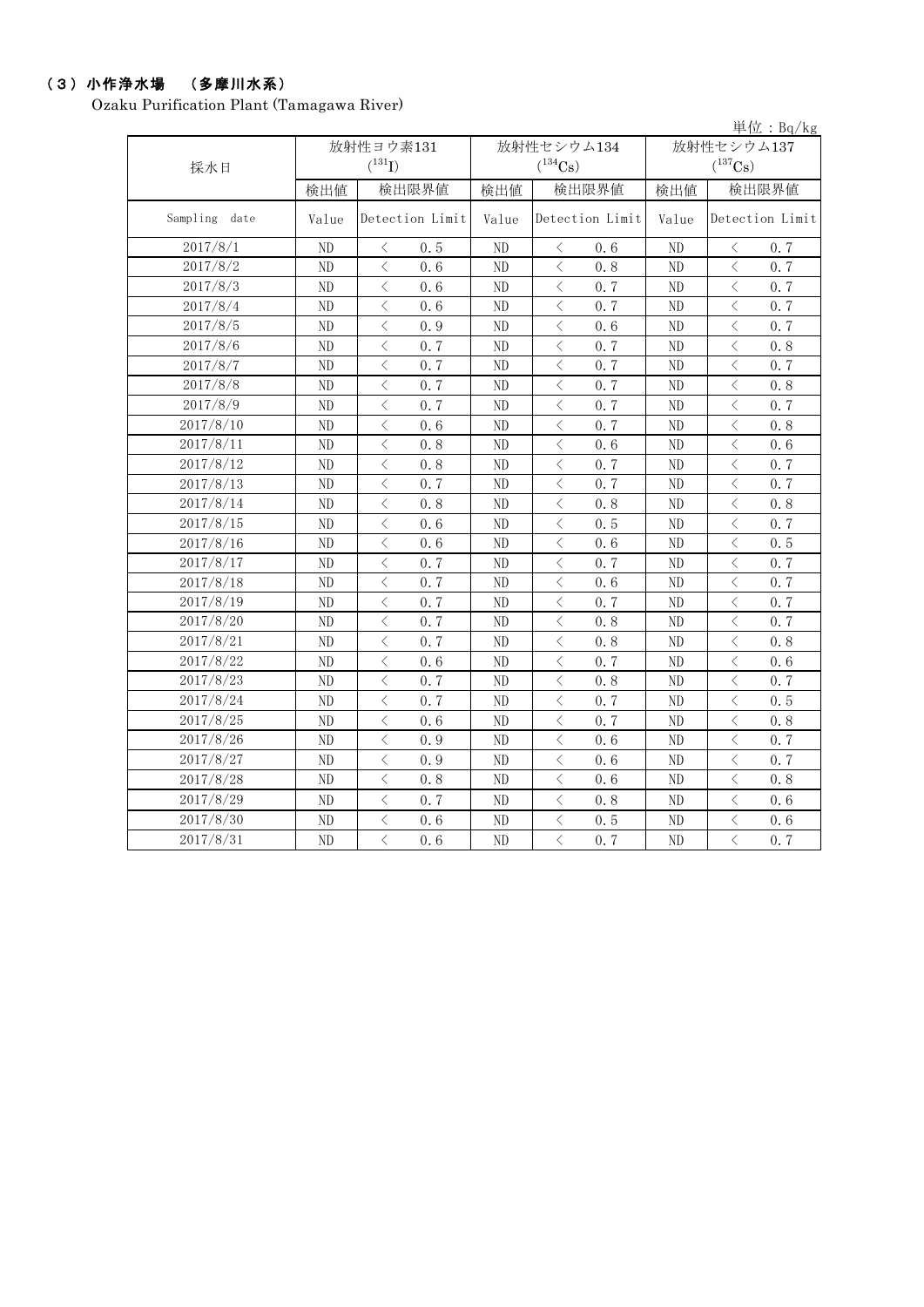## （3）小作浄水場 （多摩川水系）

Ozaku Purification Plant (Tamagawa River)

単位：Bq/kg

| 採水日 | 放射性ヨウ素131 ($^{131}I$) | | 放射性セシウム134 ($^{134}Cs$) | | 放射性セシウム137 ($^{137}Cs$) | |
|---|---|---|---|---|---|---|
| | 検出値 | 検出限界値 | 検出値 | 検出限界値 | 検出値 | 検出限界値 |
| Sampling date | Value | Detection Limit | Value | Detection Limit | Value | Detection Limit |
| 2017/8/1 | ND | ＜ 0.5 | ND | ＜ 0.6 | ND | ＜ 0.7 |
| 2017/8/2 | ND | ＜ 0.6 | ND | ＜ 0.8 | ND | ＜ 0.7 |
| 2017/8/3 | ND | ＜ 0.6 | ND | ＜ 0.7 | ND | ＜ 0.7 |
| 2017/8/4 | ND | ＜ 0.6 | ND | ＜ 0.7 | ND | ＜ 0.7 |
| 2017/8/5 | ND | ＜ 0.9 | ND | ＜ 0.6 | ND | ＜ 0.7 |
| 2017/8/6 | ND | ＜ 0.7 | ND | ＜ 0.7 | ND | ＜ 0.8 |
| 2017/8/7 | ND | ＜ 0.7 | ND | ＜ 0.7 | ND | ＜ 0.7 |
| 2017/8/8 | ND | ＜ 0.7 | ND | ＜ 0.7 | ND | ＜ 0.8 |
| 2017/8/9 | ND | ＜ 0.7 | ND | ＜ 0.7 | ND | ＜ 0.7 |
| 2017/8/10 | ND | ＜ 0.6 | ND | ＜ 0.7 | ND | ＜ 0.8 |
| 2017/8/11 | ND | ＜ 0.8 | ND | ＜ 0.6 | ND | ＜ 0.6 |
| 2017/8/12 | ND | ＜ 0.8 | ND | ＜ 0.7 | ND | ＜ 0.7 |
| 2017/8/13 | ND | ＜ 0.7 | ND | ＜ 0.7 | ND | ＜ 0.7 |
| 2017/8/14 | ND | ＜ 0.8 | ND | ＜ 0.8 | ND | ＜ 0.8 |
| 2017/8/15 | ND | ＜ 0.6 | ND | ＜ 0.5 | ND | ＜ 0.7 |
| 2017/8/16 | ND | ＜ 0.6 | ND | ＜ 0.6 | ND | ＜ 0.5 |
| 2017/8/17 | ND | ＜ 0.7 | ND | ＜ 0.7 | ND | ＜ 0.7 |
| 2017/8/18 | ND | ＜ 0.7 | ND | ＜ 0.6 | ND | ＜ 0.7 |
| 2017/8/19 | ND | ＜ 0.7 | ND | ＜ 0.7 | ND | ＜ 0.7 |
| 2017/8/20 | ND | ＜ 0.7 | ND | ＜ 0.8 | ND | ＜ 0.7 |
| 2017/8/21 | ND | ＜ 0.7 | ND | ＜ 0.8 | ND | ＜ 0.8 |
| 2017/8/22 | ND | ＜ 0.6 | ND | ＜ 0.7 | ND | ＜ 0.6 |
| 2017/8/23 | ND | ＜ 0.7 | ND | ＜ 0.8 | ND | ＜ 0.7 |
| 2017/8/24 | ND | ＜ 0.7 | ND | ＜ 0.7 | ND | ＜ 0.5 |
| 2017/8/25 | ND | ＜ 0.6 | ND | ＜ 0.7 | ND | ＜ 0.8 |
| 2017/8/26 | ND | ＜ 0.9 | ND | ＜ 0.6 | ND | ＜ 0.7 |
| 2017/8/27 | ND | ＜ 0.9 | ND | ＜ 0.6 | ND | ＜ 0.7 |
| 2017/8/28 | ND | ＜ 0.8 | ND | ＜ 0.6 | ND | ＜ 0.8 |
| 2017/8/29 | ND | ＜ 0.7 | ND | ＜ 0.8 | ND | ＜ 0.6 |
| 2017/8/30 | ND | ＜ 0.6 | ND | ＜ 0.5 | ND | ＜ 0.6 |
| 2017/8/31 | ND | ＜ 0.6 | ND | ＜ 0.7 | ND | ＜ 0.7 |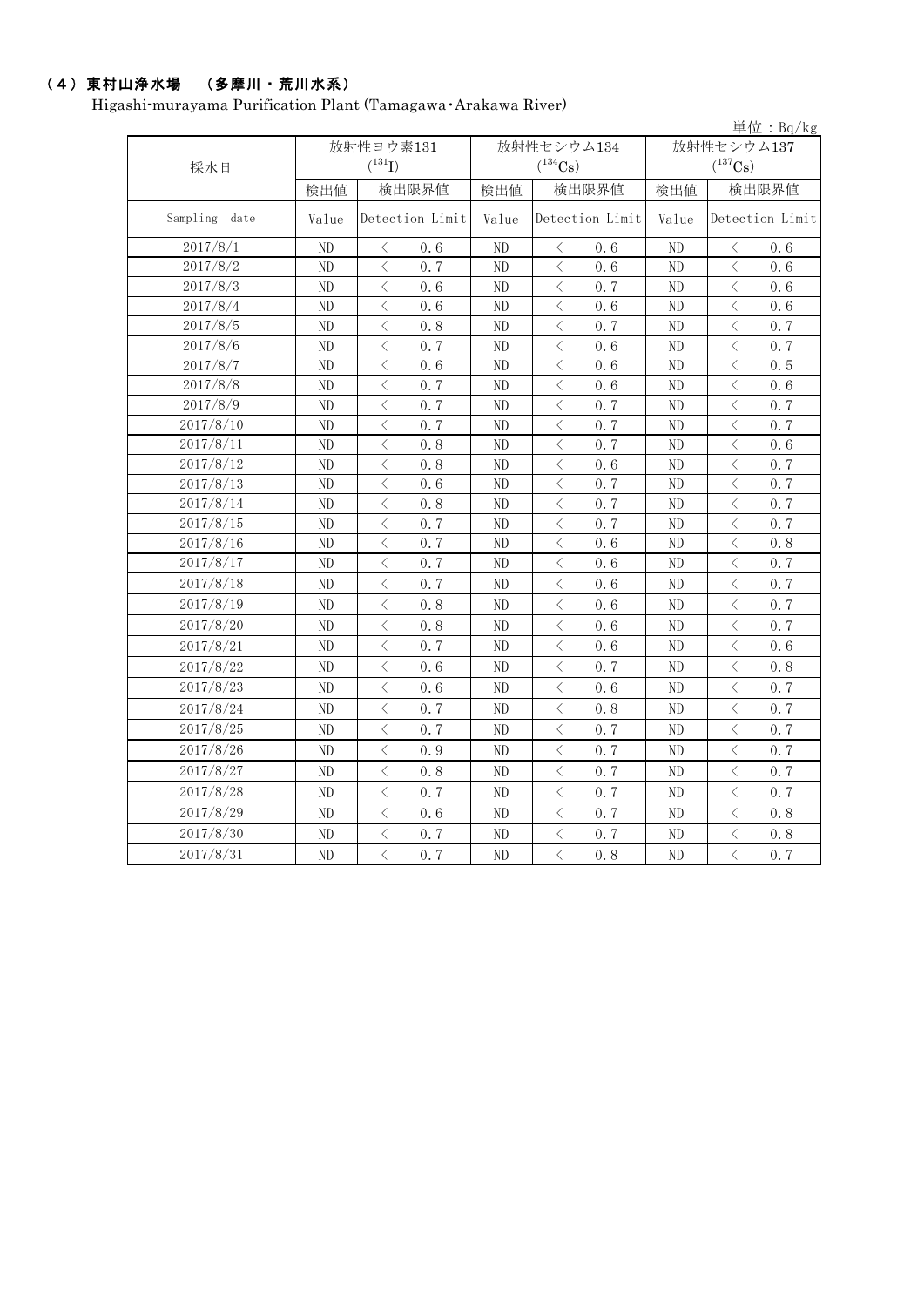## （4）東村山浄水場　（多摩川・荒川水系）

Higashi-murayama Purification Plant (Tamagawa･Arakawa River)

単位：Bq/kg

| 採水日 | 放射性ヨウ素131 ($^{131}I$) | | 放射性セシウム134 ($^{134}Cs$) | | 放射性セシウム137 ($^{137}Cs$) | |
|---|---|---|---|---|---|---|
| | 検出値 | 検出限界値 | 検出値 | 検出限界値 | 検出値 | 検出限界値 |
| Sampling date | Value | Detection Limit | Value | Detection Limit | Value | Detection Limit |
| 2017/8/1 | ND | ＜ 0.6 | ND | ＜ 0.6 | ND | ＜ 0.6 |
| 2017/8/2 | ND | ＜ 0.7 | ND | ＜ 0.6 | ND | ＜ 0.6 |
| 2017/8/3 | ND | ＜ 0.6 | ND | ＜ 0.7 | ND | ＜ 0.6 |
| 2017/8/4 | ND | ＜ 0.6 | ND | ＜ 0.6 | ND | ＜ 0.6 |
| 2017/8/5 | ND | ＜ 0.8 | ND | ＜ 0.7 | ND | ＜ 0.7 |
| 2017/8/6 | ND | ＜ 0.7 | ND | ＜ 0.6 | ND | ＜ 0.7 |
| 2017/8/7 | ND | ＜ 0.6 | ND | ＜ 0.6 | ND | ＜ 0.5 |
| 2017/8/8 | ND | ＜ 0.7 | ND | ＜ 0.6 | ND | ＜ 0.6 |
| 2017/8/9 | ND | ＜ 0.7 | ND | ＜ 0.7 | ND | ＜ 0.7 |
| 2017/8/10 | ND | ＜ 0.7 | ND | ＜ 0.7 | ND | ＜ 0.7 |
| 2017/8/11 | ND | ＜ 0.8 | ND | ＜ 0.7 | ND | ＜ 0.6 |
| 2017/8/12 | ND | ＜ 0.8 | ND | ＜ 0.6 | ND | ＜ 0.7 |
| 2017/8/13 | ND | ＜ 0.6 | ND | ＜ 0.7 | ND | ＜ 0.7 |
| 2017/8/14 | ND | ＜ 0.8 | ND | ＜ 0.7 | ND | ＜ 0.7 |
| 2017/8/15 | ND | ＜ 0.7 | ND | ＜ 0.7 | ND | ＜ 0.7 |
| 2017/8/16 | ND | ＜ 0.7 | ND | ＜ 0.6 | ND | ＜ 0.8 |
| 2017/8/17 | ND | ＜ 0.7 | ND | ＜ 0.6 | ND | ＜ 0.7 |
| 2017/8/18 | ND | ＜ 0.7 | ND | ＜ 0.6 | ND | ＜ 0.7 |
| 2017/8/19 | ND | ＜ 0.8 | ND | ＜ 0.6 | ND | ＜ 0.7 |
| 2017/8/20 | ND | ＜ 0.8 | ND | ＜ 0.6 | ND | ＜ 0.7 |
| 2017/8/21 | ND | ＜ 0.7 | ND | ＜ 0.6 | ND | ＜ 0.6 |
| 2017/8/22 | ND | ＜ 0.6 | ND | ＜ 0.7 | ND | ＜ 0.8 |
| 2017/8/23 | ND | ＜ 0.6 | ND | ＜ 0.6 | ND | ＜ 0.7 |
| 2017/8/24 | ND | ＜ 0.7 | ND | ＜ 0.8 | ND | ＜ 0.7 |
| 2017/8/25 | ND | ＜ 0.7 | ND | ＜ 0.7 | ND | ＜ 0.7 |
| 2017/8/26 | ND | ＜ 0.9 | ND | ＜ 0.7 | ND | ＜ 0.7 |
| 2017/8/27 | ND | ＜ 0.8 | ND | ＜ 0.7 | ND | ＜ 0.7 |
| 2017/8/28 | ND | ＜ 0.7 | ND | ＜ 0.7 | ND | ＜ 0.7 |
| 2017/8/29 | ND | ＜ 0.6 | ND | ＜ 0.7 | ND | ＜ 0.8 |
| 2017/8/30 | ND | ＜ 0.7 | ND | ＜ 0.7 | ND | ＜ 0.8 |
| 2017/8/31 | ND | ＜ 0.7 | ND | ＜ 0.8 | ND | ＜ 0.7 |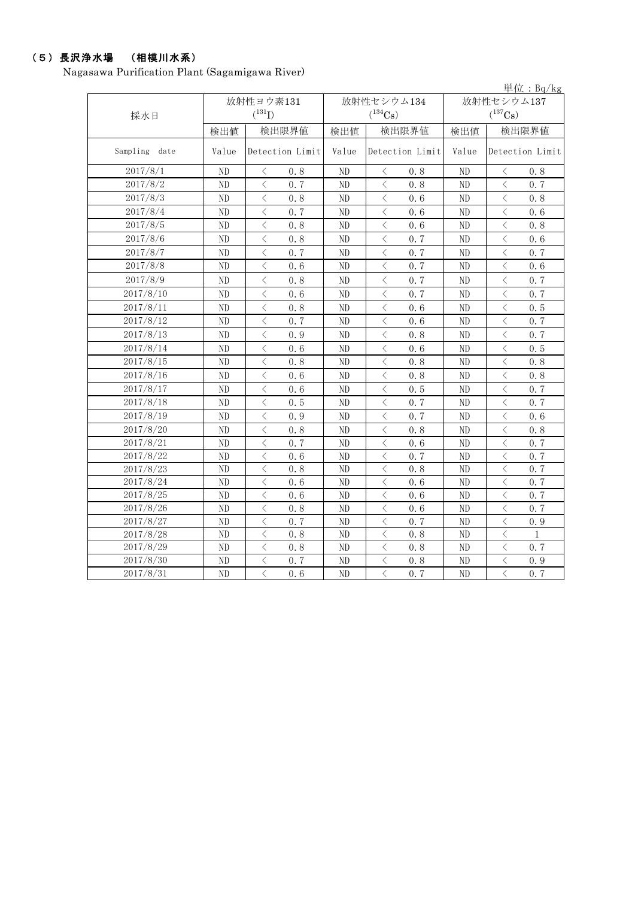## （５）長沢浄水場　（相模川水系）

Nagasawa Purification Plant (Sagamigawa River)

単位：Bq/kg

| 採水日 | 放射性ヨウ素131 ($^{131}I$) | | 放射性セシウム134 ($^{134}Cs$) | | 放射性セシウム137 ($^{137}Cs$) | |
|---|---|---|---|---|---|---|
| | 検出値 | 検出限界値 | 検出値 | 検出限界値 | 検出値 | 検出限界値 |
| Sampling date | Value | Detection Limit | Value | Detection Limit | Value | Detection Limit |
| 2017/8/1 | ND | ＜ 0.8 | ND | ＜ 0.8 | ND | ＜ 0.8 |
| 2017/8/2 | ND | ＜ 0.7 | ND | ＜ 0.8 | ND | ＜ 0.7 |
| 2017/8/3 | ND | ＜ 0.8 | ND | ＜ 0.6 | ND | ＜ 0.8 |
| 2017/8/4 | ND | ＜ 0.7 | ND | ＜ 0.6 | ND | ＜ 0.6 |
| 2017/8/5 | ND | ＜ 0.8 | ND | ＜ 0.6 | ND | ＜ 0.8 |
| 2017/8/6 | ND | ＜ 0.8 | ND | ＜ 0.7 | ND | ＜ 0.6 |
| 2017/8/7 | ND | ＜ 0.7 | ND | ＜ 0.7 | ND | ＜ 0.7 |
| 2017/8/8 | ND | ＜ 0.6 | ND | ＜ 0.7 | ND | ＜ 0.6 |
| 2017/8/9 | ND | ＜ 0.8 | ND | ＜ 0.7 | ND | ＜ 0.7 |
| 2017/8/10 | ND | ＜ 0.6 | ND | ＜ 0.7 | ND | ＜ 0.7 |
| 2017/8/11 | ND | ＜ 0.8 | ND | ＜ 0.6 | ND | ＜ 0.5 |
| 2017/8/12 | ND | ＜ 0.7 | ND | ＜ 0.6 | ND | ＜ 0.7 |
| 2017/8/13 | ND | ＜ 0.9 | ND | ＜ 0.8 | ND | ＜ 0.7 |
| 2017/8/14 | ND | ＜ 0.6 | ND | ＜ 0.6 | ND | ＜ 0.5 |
| 2017/8/15 | ND | ＜ 0.8 | ND | ＜ 0.8 | ND | ＜ 0.8 |
| 2017/8/16 | ND | ＜ 0.6 | ND | ＜ 0.8 | ND | ＜ 0.8 |
| 2017/8/17 | ND | ＜ 0.6 | ND | ＜ 0.5 | ND | ＜ 0.7 |
| 2017/8/18 | ND | ＜ 0.5 | ND | ＜ 0.7 | ND | ＜ 0.7 |
| 2017/8/19 | ND | ＜ 0.9 | ND | ＜ 0.7 | ND | ＜ 0.6 |
| 2017/8/20 | ND | ＜ 0.8 | ND | ＜ 0.8 | ND | ＜ 0.8 |
| 2017/8/21 | ND | ＜ 0.7 | ND | ＜ 0.6 | ND | ＜ 0.7 |
| 2017/8/22 | ND | ＜ 0.6 | ND | ＜ 0.7 | ND | ＜ 0.7 |
| 2017/8/23 | ND | ＜ 0.8 | ND | ＜ 0.8 | ND | ＜ 0.7 |
| 2017/8/24 | ND | ＜ 0.6 | ND | ＜ 0.6 | ND | ＜ 0.7 |
| 2017/8/25 | ND | ＜ 0.6 | ND | ＜ 0.6 | ND | ＜ 0.7 |
| 2017/8/26 | ND | ＜ 0.8 | ND | ＜ 0.6 | ND | ＜ 0.7 |
| 2017/8/27 | ND | ＜ 0.7 | ND | ＜ 0.7 | ND | ＜ 0.9 |
| 2017/8/28 | ND | ＜ 0.8 | ND | ＜ 0.8 | ND | ＜ 1 |
| 2017/8/29 | ND | ＜ 0.8 | ND | ＜ 0.8 | ND | ＜ 0.7 |
| 2017/8/30 | ND | ＜ 0.7 | ND | ＜ 0.8 | ND | ＜ 0.9 |
| 2017/8/31 | ND | ＜ 0.6 | ND | ＜ 0.7 | ND | ＜ 0.7 |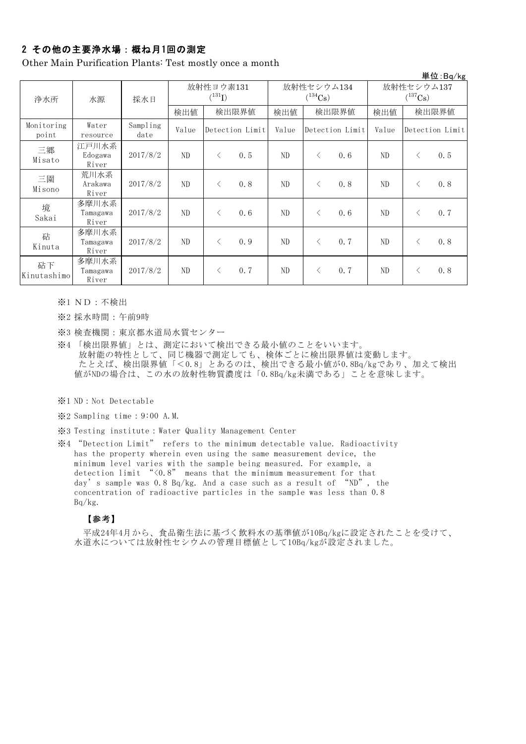## 2 その他の主要浄水場：概ね月1回の測定

Other Main Purification Plants: Test mostly once a month

単位：Bq/kg

| 浄水所 | 水源 | 採水日 | 放射性ヨウ素131 ($^{131}I$) | | | 放射性セシウム134 ($^{134}Cs$) | | | 放射性セシウム137 ($^{137}Cs$) | | |
|---|---|---|---|---|---|---|---|---|---|---|---|
| | | | 検出値 | 検出限界値 | | 検出値 | 検出限界値 | | 検出値 | 検出限界値 | |
| Monitoring point | Water resource | Sampling date | Value | Detection Limit | | Value | Detection Limit | | Value | Detection Limit | |
| 三郷 Misato | 江戸川水系 Edogawa River | 2017/8/2 | ND | < | 0.5 | ND | < | 0.6 | ND | < | 0.5 |
| 三園 Misono | 荒川水系 Arakawa River | 2017/8/2 | ND | < | 0.8 | ND | < | 0.8 | ND | < | 0.8 |
| 境 Sakai | 多摩川水系 Tamagawa River | 2017/8/2 | ND | < | 0.6 | ND | < | 0.6 | ND | < | 0.7 |
| 砧 Kinuta | 多摩川水系 Tamagawa River | 2017/8/2 | ND | < | 0.9 | ND | < | 0.7 | ND | < | 0.8 |
| 砧下 Kinutashimo | 多摩川水系 Tamagawa River | 2017/8/2 | ND | < | 0.7 | ND | < | 0.7 | ND | < | 0.8 |

※1 ＮＤ：不検出

※2 採水時間：午前9時

※3 検査機関：東京都水道局水質センター

※4 「検出限界値」とは、測定において検出できる最小値のことをいいます。
放射能の特性として、同じ機器で測定しても、検体ごとに検出限界値は変動します。
たとえば、検出限界値「<0.8」とあるのは、検出できる最小値が0.8Bq/kgであり、加えて検出値がNDの場合は、この水の放射性物質濃度は「0.8Bq/kg未満である」ことを意味します。

※1 ND：Not Detectable

※2 Sampling time：9:00 A.M.

※3 Testing institute：Water Quality Management Center

※4 "Detection Limit" refers to the minimum detectable value. Radioactivity has the property wherein even using the same measurement device, the minimum level varies with the sample being measured. For example, a detection limit "<0.8" means that the minimum measurement for that day's sample was 0.8 Bq/kg. And a case such as a result of "ND", the concentration of radioactive particles in the sample was less than 0.8 Bq/kg.

【参考】

平成24年4月から、食品衛生法に基づく飲料水の基準値が10Bq/kgに設定されたことを受けて、水道水については放射性セシウムの管理目標値として10Bq/kgが設定されました。